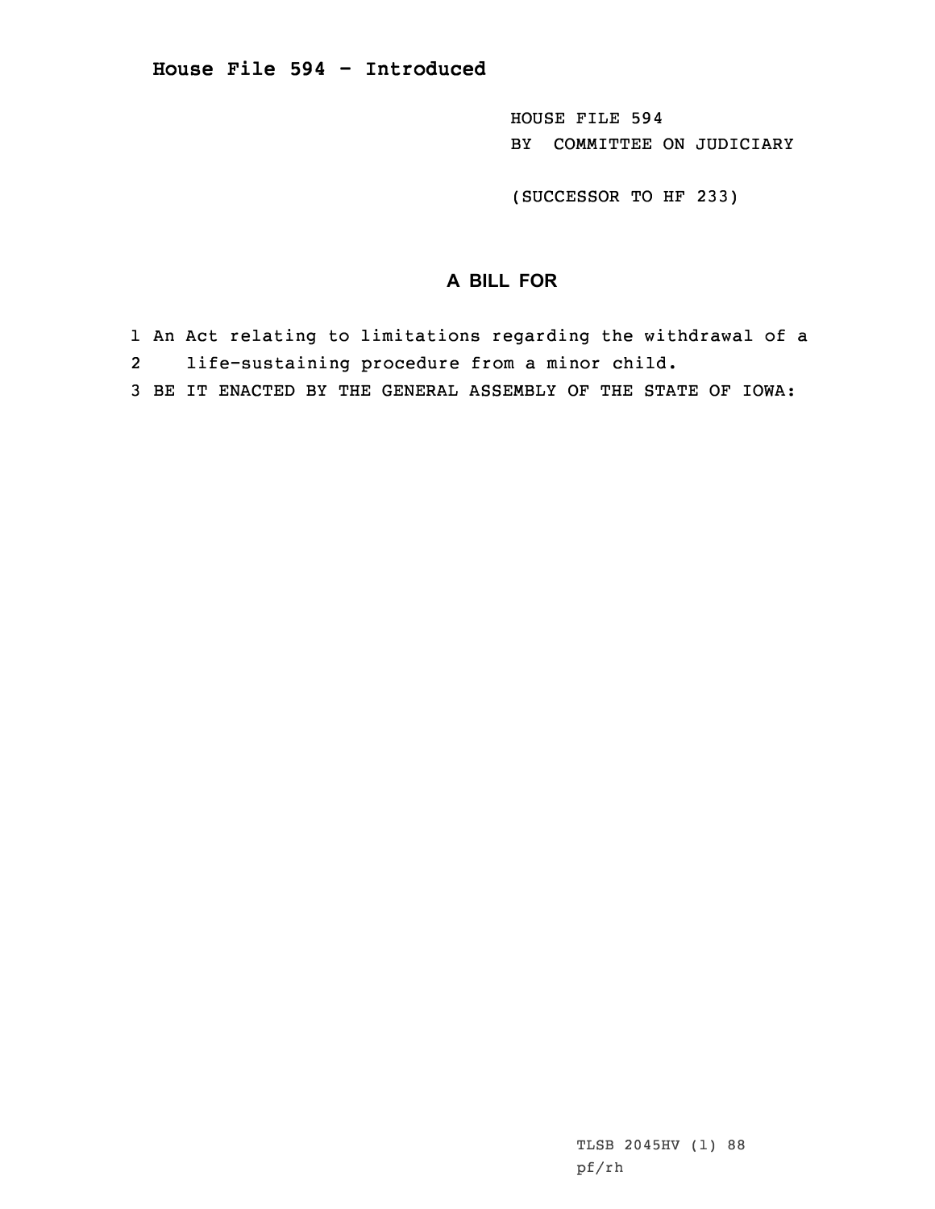# House File 594 - Introduced

HOUSE FILE 594
BY COMMITTEE ON JUDICIARY

(SUCCESSOR TO HF 233)

## A BILL FOR

1 An Act relating to limitations regarding the withdrawal of a
2 life-sustaining procedure from a minor child.
3 BE IT ENACTED BY THE GENERAL ASSEMBLY OF THE STATE OF IOWA:

TLSB 2045HV (1) 88
pf/rh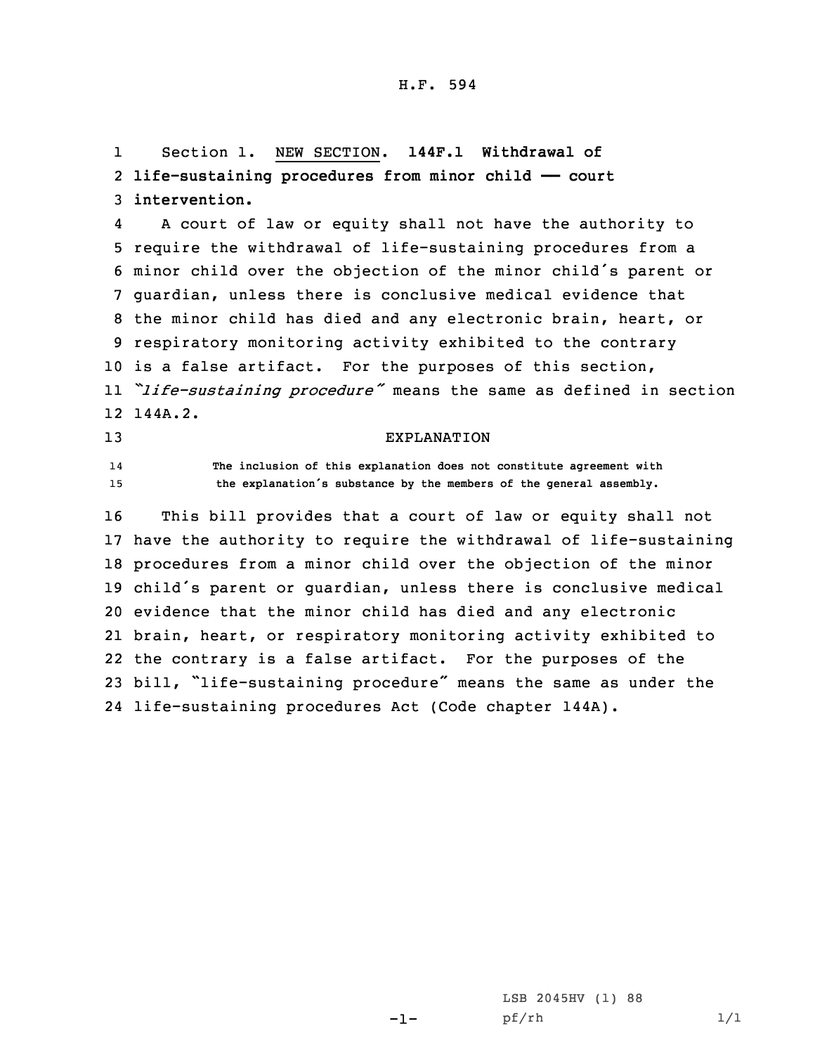H.F. 594

Section 1. NEW SECTION. **144F.1 Withdrawal of life-sustaining procedures from minor child — court intervention.**

A court of law or equity shall not have the authority to require the withdrawal of life-sustaining procedures from a minor child over the objection of the minor child's parent or guardian, unless there is conclusive medical evidence that the minor child has died and any electronic brain, heart, or respiratory monitoring activity exhibited to the contrary is a false artifact. For the purposes of this section, *"life-sustaining procedure"* means the same as defined in section 144A.2.

EXPLANATION

The inclusion of this explanation does not constitute agreement with the explanation's substance by the members of the general assembly.

This bill provides that a court of law or equity shall not have the authority to require the withdrawal of life-sustaining procedures from a minor child over the objection of the minor child's parent or guardian, unless there is conclusive medical evidence that the minor child has died and any electronic brain, heart, or respiratory monitoring activity exhibited to the contrary is a false artifact. For the purposes of the bill, "life-sustaining procedure" means the same as under the life-sustaining procedures Act (Code chapter 144A).

LSB 2045HV (1) 88
pf/rh